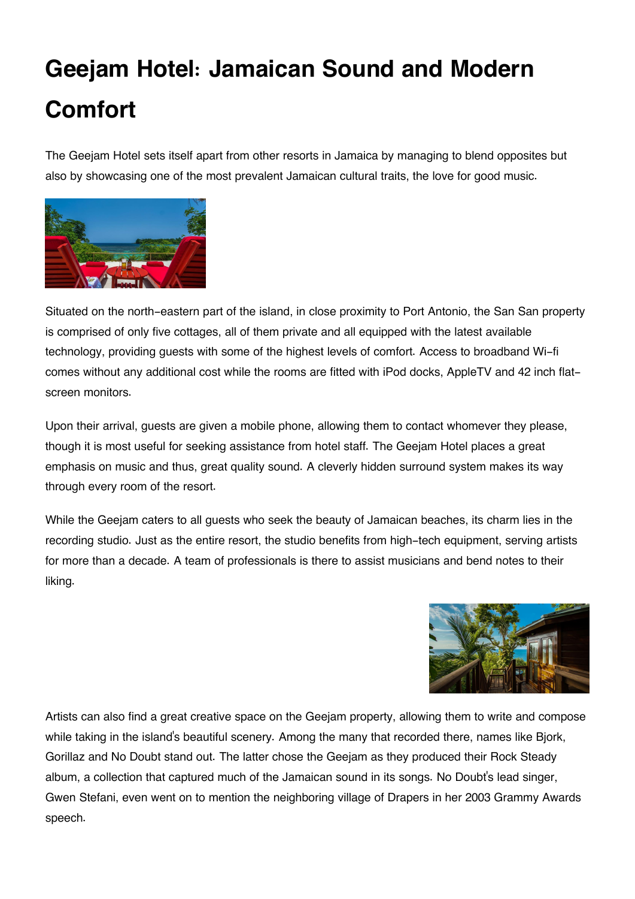# Geejam Hotel: Jamaican Sound and Modern Comfort

The Geejam Hotel sets itself apart from other resorts in Jamaica by managing to blend opposites but also by showcasing one of the most prevalent Jamaican cultural traits, the love for good music.

Situated on the north-eastern part of the island, in close proximity to Port Antonio, the San San property is comprised of only five cottages, all of them private and all equipped with the latest available technology, providing guests with some of the highest levels of comfort. Access to broadband Wi-fi comes without any additional cost while the rooms are fitted with iPod docks, AppleTV and 42 inch flat-screen monitors.

Upon their arrival, guests are given a mobile phone, allowing them to contact whomever they please, though it is most useful for seeking assistance from hotel staff. The Geejam Hotel places a great emphasis on music and thus, great quality sound. A cleverly hidden surround system makes its way through every room of the resort.

While the Geejam caters to all guests who seek the beauty of Jamaican beaches, its charm lies in the recording studio. Just as the entire resort, the studio benefits from high-tech equipment, serving artists for more than a decade. A team of professionals is there to assist musicians and bend notes to their liking.

Artists can also find a great creative space on the Geejam property, allowing them to write and compose while taking in the island's beautiful scenery. Among the many that recorded there, names like Bjork, Gorillaz and No Doubt stand out. The latter chose the Geejam as they produced their Rock Steady album, a collection that captured much of the Jamaican sound in its songs. No Doubt's lead singer, Gwen Stefani, even went on to mention the neighboring village of Drapers in her 2003 Grammy Awards speech.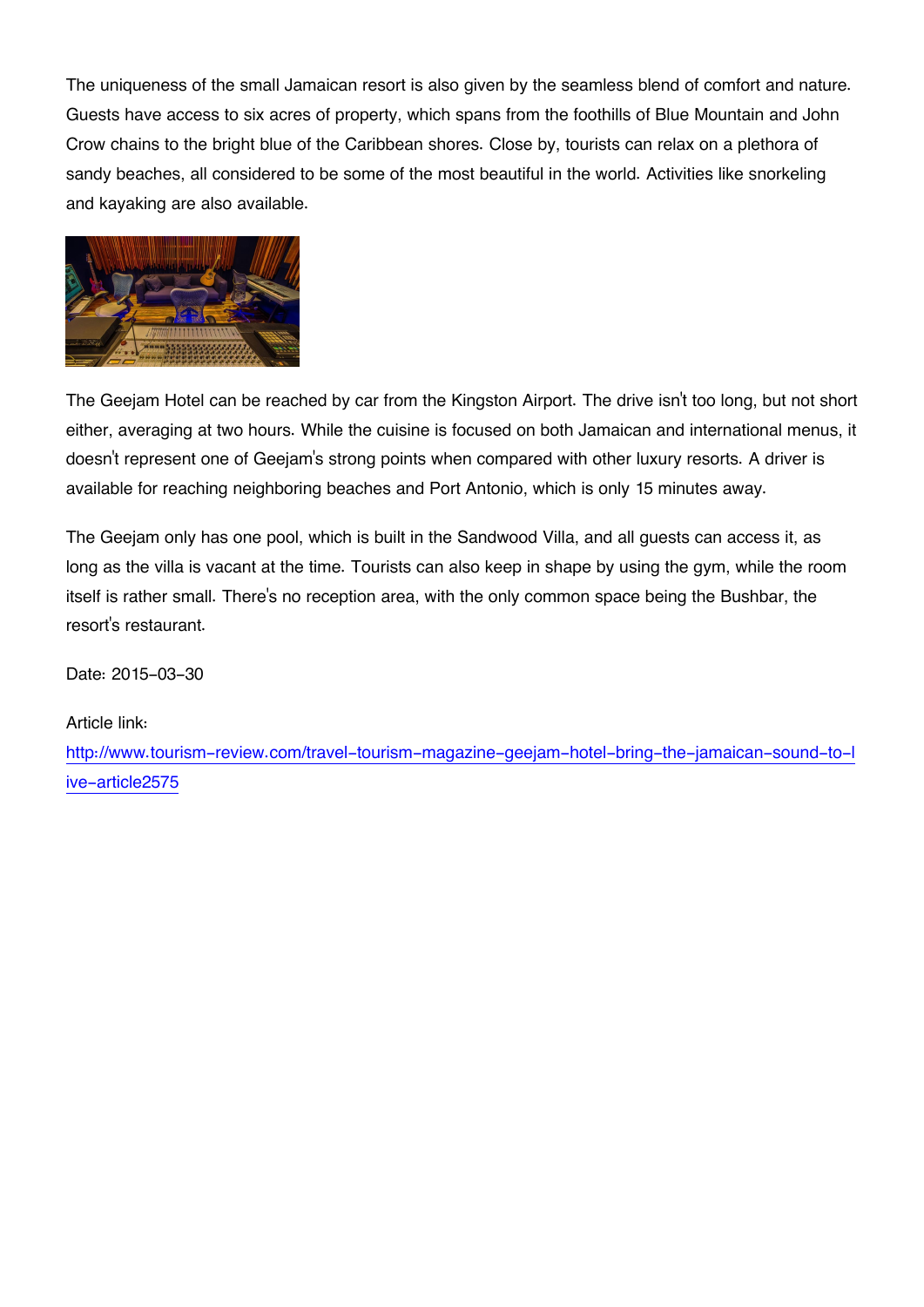The uniqueness of the small Jamaican resort is also given by the seamless blend of comfort and nature. Guests have access to six acres of property, which spans from the foothills of Blue Mountain and John Crow chains to the bright blue of the Caribbean shores. Close by, tourists can relax on a plethora of sandy beaches, all considered to be some of the most beautiful in the world. Activities like snorkeling and kayaking are also available.

The Geejam Hotel can be reached by car from the Kingston Airport. The drive isn't too long, but not short either, averaging at two hours. While the cuisine is focused on both Jamaican and international menus, it doesn't represent one of Geejam's strong points when compared with other luxury resorts. A driver is available for reaching neighboring beaches and Port Antonio, which is only 15 minutes away.

The Geejam only has one pool, which is built in the Sandwood Villa, and all guests can access it, as long as the villa is vacant at the time. Tourists can also keep in shape by using the gym, while the room itself is rather small. There's no reception area, with the only common space being the Bushbar, the resort's restaurant.

Date: 2015-03-30

Article link:
[http://www.tourism-review.com/travel-tourism-magazine-geejam-hotel-bring-the-jamaican-sound-to-live-article2575](http://www.tourism-review.com/travel-tourism-magazine-geejam-hotel-bring-the-jamaican-sound-to-live-article2575)